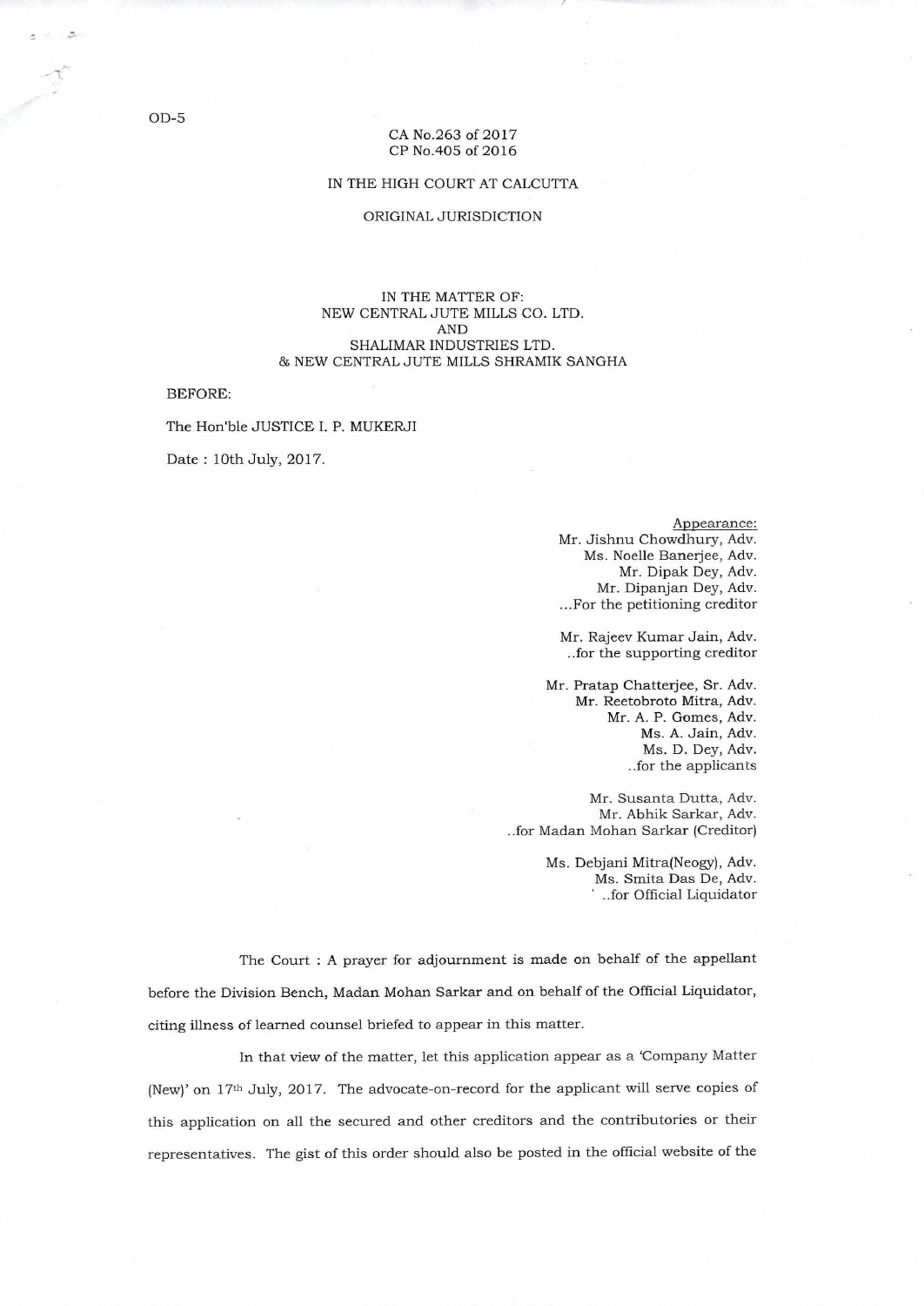OD-5

CA No.263 of 2017
CP No.405 of 2016

IN THE HIGH COURT AT CALCUTTA

ORIGINAL JURISDICTION

IN THE MATTER OF:
NEW CENTRAL JUTE MILLS CO. LTD.
AND
SHALIMAR INDUSTRIES LTD.
& NEW CENTRAL JUTE MILLS SHRAMIK SANGHA

BEFORE:

The Hon'ble JUSTICE I. P. MUKERJI

Date : 10th July, 2017.

Appearance:
Mr. Jishnu Chowdhury, Adv.
Ms. Noelle Banerjee, Adv.
Mr. Dipak Dey, Adv.
Mr. Dipanjan Dey, Adv.
...For the petitioning creditor

Mr. Rajeev Kumar Jain, Adv.
..for the supporting creditor

Mr. Pratap Chatterjee, Sr. Adv.
Mr. Reetobroto Mitra, Adv.
Mr. A. P. Gomes, Adv.
Ms. A. Jain, Adv.
Ms. D. Dey, Adv.
..for the applicants

Mr. Susanta Dutta, Adv.
Mr. Abhik Sarkar, Adv.
..for Madan Mohan Sarkar (Creditor)

Ms. Debjani Mitra(Neogy), Adv.
Ms. Smita Das De, Adv.
..for Official Liquidator

The Court : A prayer for adjournment is made on behalf of the appellant before the Division Bench, Madan Mohan Sarkar and on behalf of the Official Liquidator, citing illness of learned counsel briefed to appear in this matter.

In that view of the matter, let this application appear as a 'Company Matter (New)' on 17th July, 2017. The advocate-on-record for the applicant will serve copies of this application on all the secured and other creditors and the contributories or their representatives. The gist of this order should also be posted in the official website of the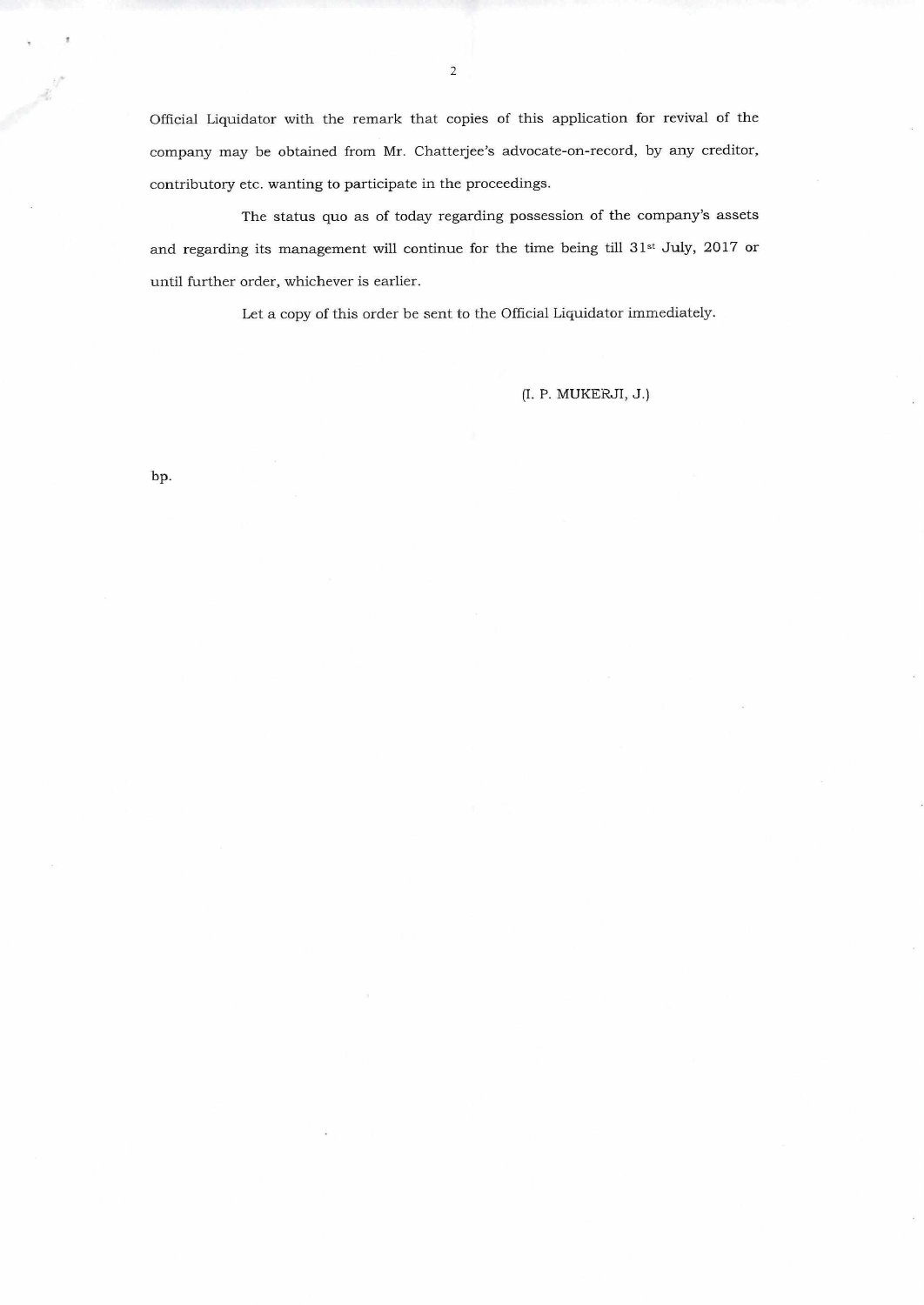Official Liquidator with the remark that copies of this application for revival of the company may be obtained from Mr. Chatterjee's advocate-on-record, by any creditor, contributory etc. wanting to participate in the proceedings.

The status quo as of today regarding possession of the company's assets and regarding its management will continue for the time being till 31st July, 2017 or until further order, whichever is earlier.

Let a copy of this order be sent to the Official Liquidator immediately.

(I. P. MUKERJI, J.)

bp.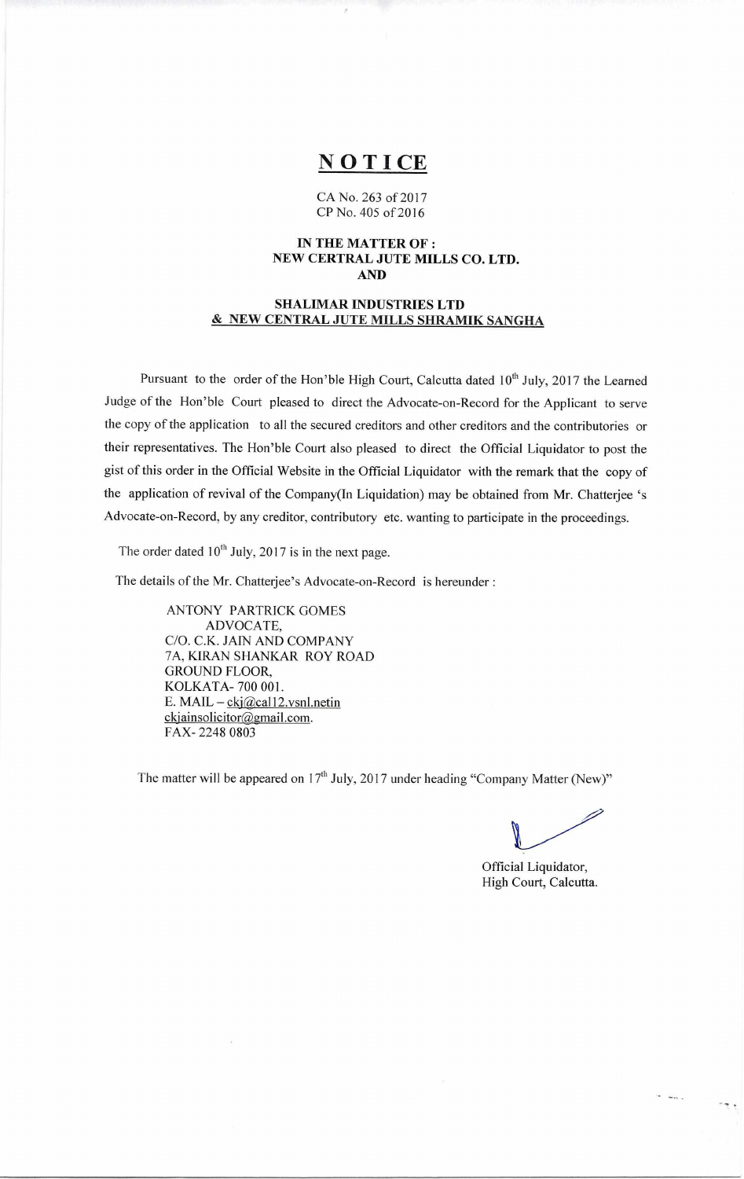# NOTICE

CA No. 263 of 2017
CP No. 405 of 2016

**IN THE MATTER OF :**
**NEW CERTRAL JUTE MILLS CO. LTD.**
**AND**

**SHALIMAR INDUSTRIES LTD**
**& NEW CENTRAL JUTE MILLS SHRAMIK SANGHA**

Pursuant to the order of the Hon'ble High Court, Calcutta dated 10th July, 2017 the Learned Judge of the Hon'ble Court pleased to direct the Advocate-on-Record for the Applicant to serve the copy of the application to all the secured creditors and other creditors and the contributories or their representatives. The Hon'ble Court also pleased to direct the Official Liquidator to post the gist of this order in the Official Website in the Official Liquidator with the remark that the copy of the application of revival of the Company(In Liquidation) may be obtained from Mr. Chatterjee 's Advocate-on-Record, by any creditor, contributory etc. wanting to participate in the proceedings.

The order dated 10th July, 2017 is in the next page.

The details of the Mr. Chatterjee's Advocate-on-Record is hereunder :

ANTONY PARTRICK GOMES
ADVOCATE,
C/O. C.K. JAIN AND COMPANY
7A, KIRAN SHANKAR ROY ROAD
GROUND FLOOR,
KOLKATA- 700 001.
E. MAIL – ckj@cal12.vsnl.netin
ckjainsolicitor@gmail.com.
FAX- 2248 0803

The matter will be appeared on 17th July, 2017 under heading "Company Matter (New)"

Official Liquidator,
High Court, Calcutta.